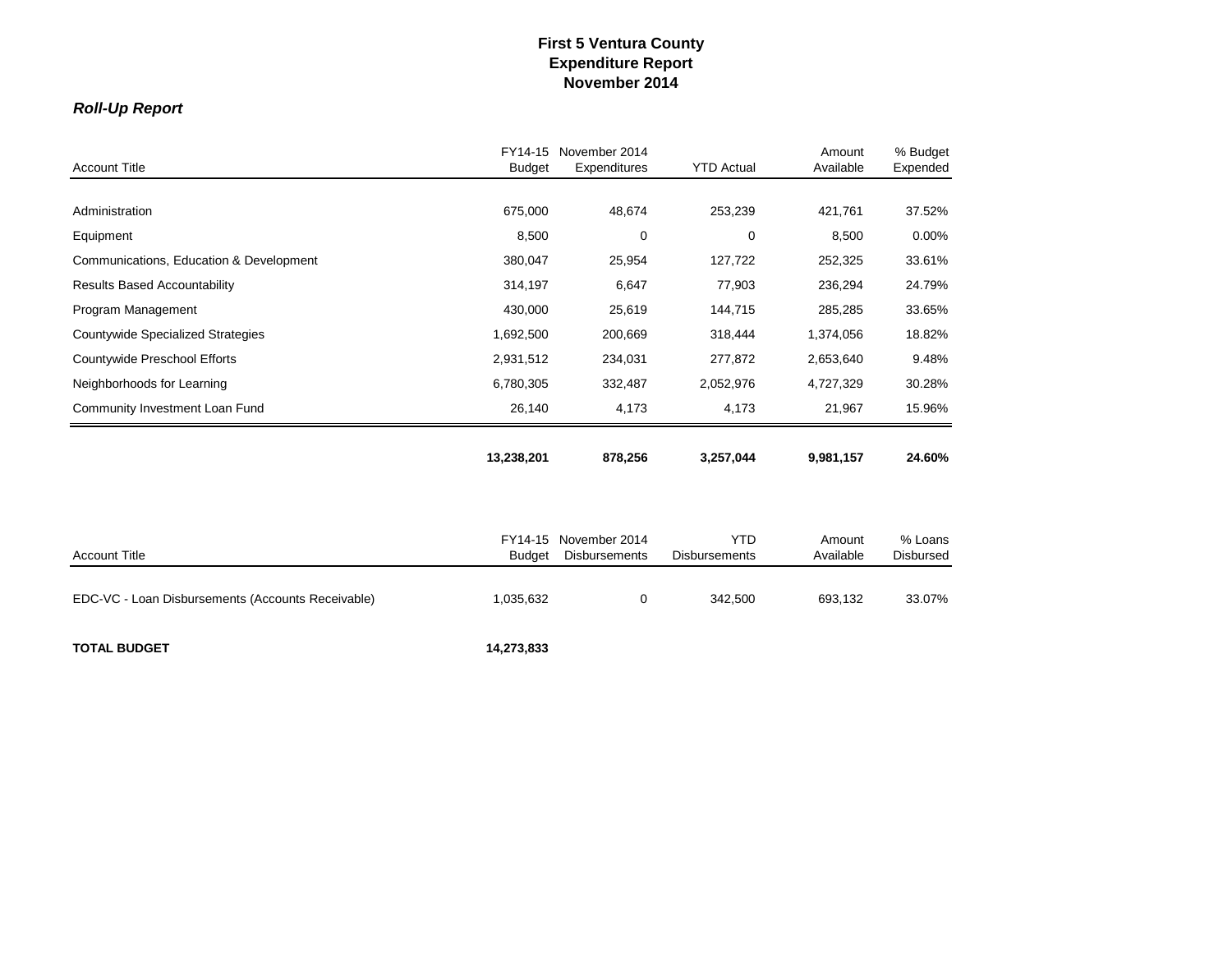# First 5 Ventura County
# Expenditure Report
# November 2014

***Roll-Up Report***

| Account Title | FY14-15 Budget | November 2014 Expenditures | YTD Actual | Amount Available | % Budget Expended |
|---|---|---|---|---|---|
| Administration | 675,000 | 48,674 | 253,239 | 421,761 | 37.52% |
| Equipment | 8,500 | 0 | 0 | 8,500 | 0.00% |
| Communications, Education & Development | 380,047 | 25,954 | 127,722 | 252,325 | 33.61% |
| Results Based Accountability | 314,197 | 6,647 | 77,903 | 236,294 | 24.79% |
| Program Management | 430,000 | 25,619 | 144,715 | 285,285 | 33.65% |
| Countywide Specialized Strategies | 1,692,500 | 200,669 | 318,444 | 1,374,056 | 18.82% |
| Countywide Preschool Efforts | 2,931,512 | 234,031 | 277,872 | 2,653,640 | 9.48% |
| Neighborhoods for Learning | 6,780,305 | 332,487 | 2,052,976 | 4,727,329 | 30.28% |
| Community Investment Loan Fund | 26,140 | 4,173 | 4,173 | 21,967 | 15.96% |
| | **13,238,201** | **878,256** | **3,257,044** | **9,981,157** | **24.60%** |

| Account Title | FY14-15 Budget | November 2014 Disbursements | YTD Disbursements | Amount Available | % Loans Disbursed |
|---|---|---|---|---|---|
| EDC-VC - Loan Disbursements (Accounts Receivable) | 1,035,632 | 0 | 342,500 | 693,132 | 33.07% |
| **TOTAL BUDGET** | **14,273,833** | | | | |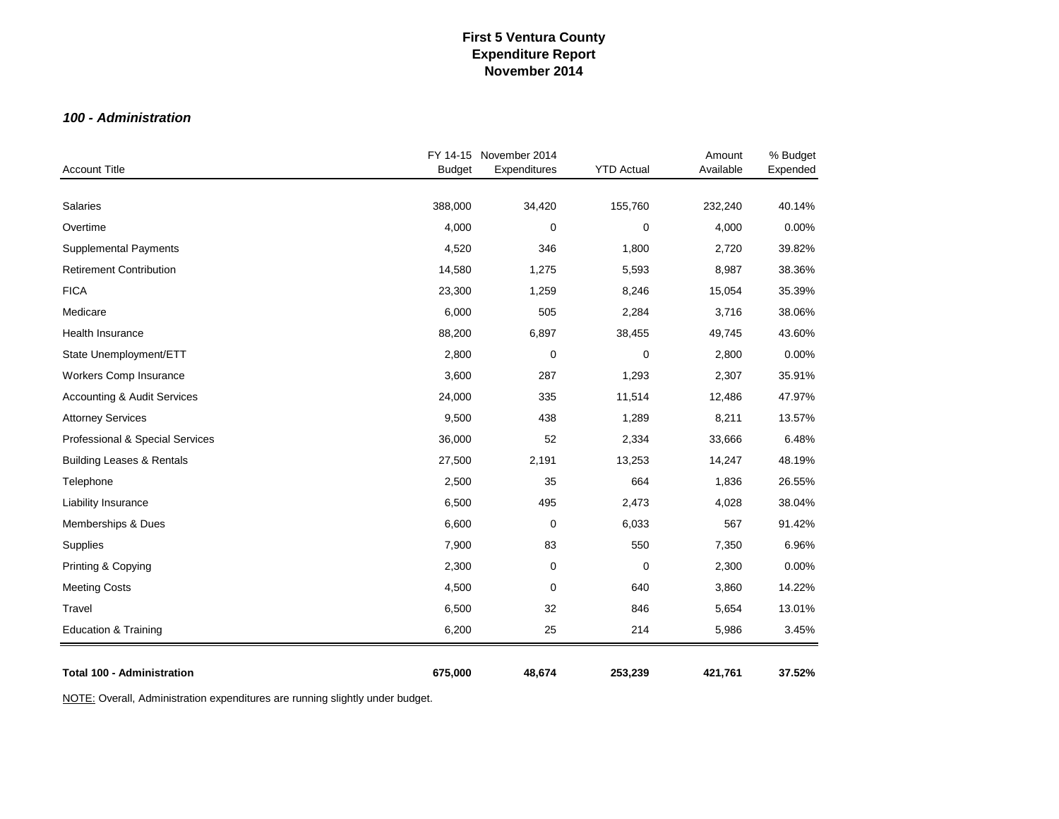# First 5 Ventura County
## Expenditure Report
## November 2014

### *100 - Administration*

| Account Title | FY 14-15 Budget | November 2014 Expenditures | YTD Actual | Amount Available | % Budget Expended |
|---|---|---|---|---|---|
| Salaries | 388,000 | 34,420 | 155,760 | 232,240 | 40.14% |
| Overtime | 4,000 | 0 | 0 | 4,000 | 0.00% |
| Supplemental Payments | 4,520 | 346 | 1,800 | 2,720 | 39.82% |
| Retirement Contribution | 14,580 | 1,275 | 5,593 | 8,987 | 38.36% |
| FICA | 23,300 | 1,259 | 8,246 | 15,054 | 35.39% |
| Medicare | 6,000 | 505 | 2,284 | 3,716 | 38.06% |
| Health Insurance | 88,200 | 6,897 | 38,455 | 49,745 | 43.60% |
| State Unemployment/ETT | 2,800 | 0 | 0 | 2,800 | 0.00% |
| Workers Comp Insurance | 3,600 | 287 | 1,293 | 2,307 | 35.91% |
| Accounting & Audit Services | 24,000 | 335 | 11,514 | 12,486 | 47.97% |
| Attorney Services | 9,500 | 438 | 1,289 | 8,211 | 13.57% |
| Professional & Special Services | 36,000 | 52 | 2,334 | 33,666 | 6.48% |
| Building Leases & Rentals | 27,500 | 2,191 | 13,253 | 14,247 | 48.19% |
| Telephone | 2,500 | 35 | 664 | 1,836 | 26.55% |
| Liability Insurance | 6,500 | 495 | 2,473 | 4,028 | 38.04% |
| Memberships & Dues | 6,600 | 0 | 6,033 | 567 | 91.42% |
| Supplies | 7,900 | 83 | 550 | 7,350 | 6.96% |
| Printing & Copying | 2,300 | 0 | 0 | 2,300 | 0.00% |
| Meeting Costs | 4,500 | 0 | 640 | 3,860 | 14.22% |
| Travel | 6,500 | 32 | 846 | 5,654 | 13.01% |
| Education & Training | 6,200 | 25 | 214 | 5,986 | 3.45% |
| **Total 100 - Administration** | **675,000** | **48,674** | **253,239** | **421,761** | **37.52%** |

NOTE: Overall, Administration expenditures are running slightly under budget.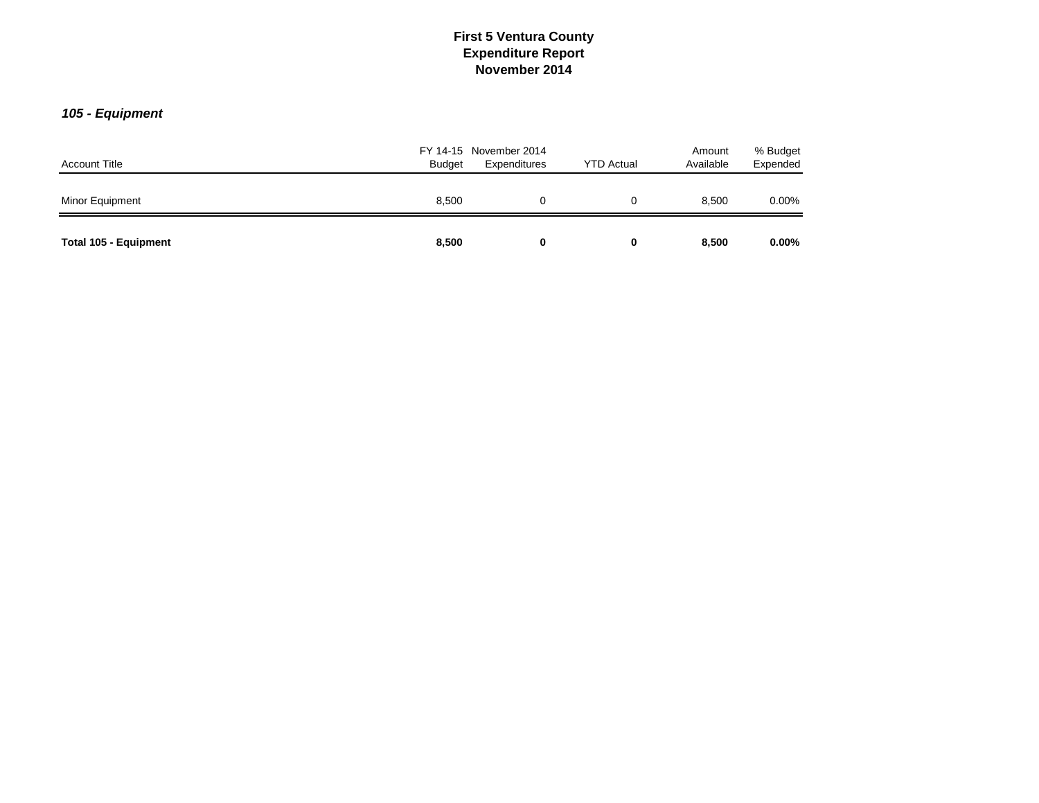# First 5 Ventura County
## Expenditure Report
## November 2014

### *105 - Equipment*

| Account Title | FY 14-15 Budget | November 2014 Expenditures | YTD Actual | Amount Available | % Budget Expended |
|---|---|---|---|---|---|
| Minor Equipment | 8,500 | 0 | 0 | 8,500 | 0.00% |
| **Total 105 - Equipment** | **8,500** | **0** | **0** | **8,500** | **0.00%** |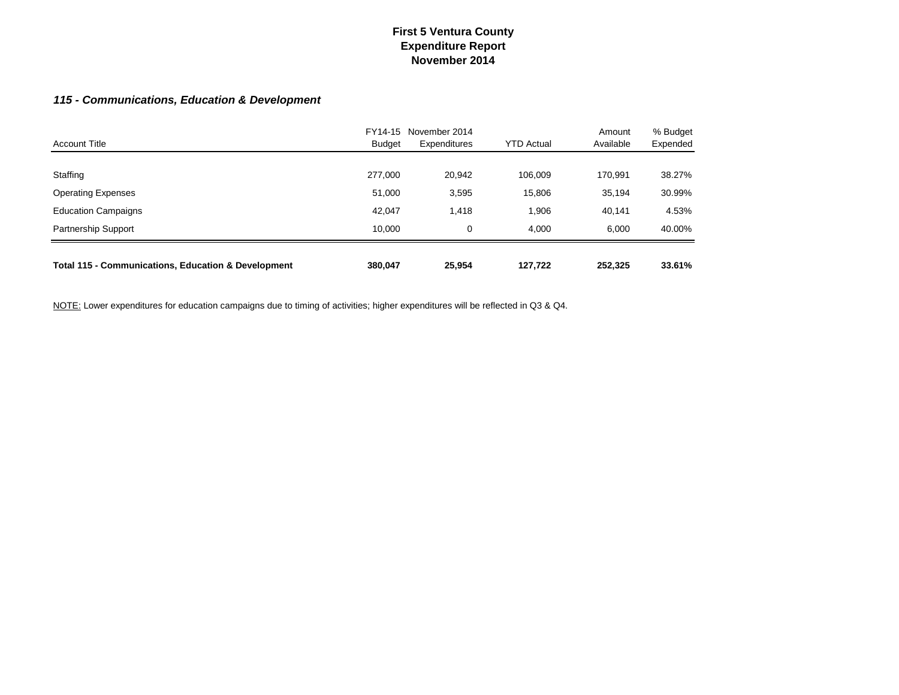# First 5 Ventura County
## Expenditure Report
## November 2014

### *115 - Communications, Education & Development*

| Account Title | FY14-15 Budget | November 2014 Expenditures | YTD Actual | Amount Available | % Budget Expended |
|---|---|---|---|---|---|
| Staffing | 277,000 | 20,942 | 106,009 | 170,991 | 38.27% |
| Operating Expenses | 51,000 | 3,595 | 15,806 | 35,194 | 30.99% |
| Education Campaigns | 42,047 | 1,418 | 1,906 | 40,141 | 4.53% |
| Partnership Support | 10,000 | 0 | 4,000 | 6,000 | 40.00% |
| **Total 115 - Communications, Education & Development** | **380,047** | **25,954** | **127,722** | **252,325** | **33.61%** |

NOTE: Lower expenditures for education campaigns due to timing of activities; higher expenditures will be reflected in Q3 & Q4.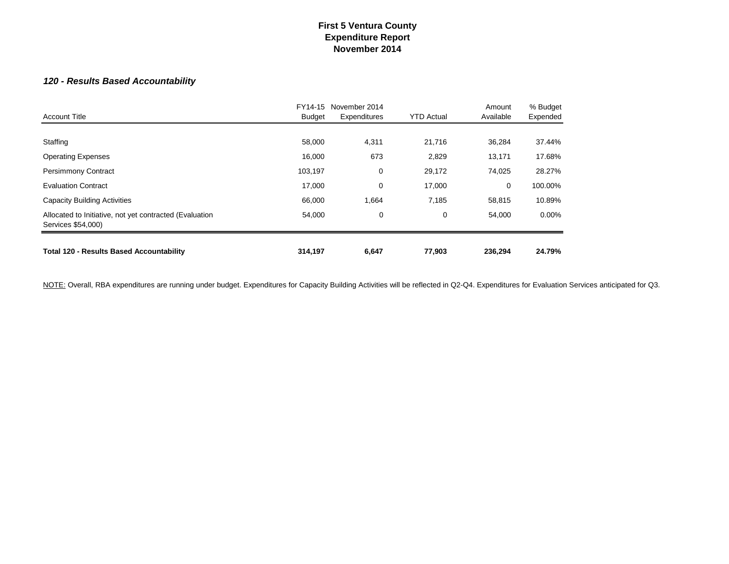# First 5 Ventura County
## Expenditure Report
## November 2014

### *120 - Results Based Accountability*

| Account Title | FY14-15 Budget | November 2014 Expenditures | YTD Actual | Amount Available | % Budget Expended |
|---|---|---|---|---|---|
| Staffing | 58,000 | 4,311 | 21,716 | 36,284 | 37.44% |
| Operating Expenses | 16,000 | 673 | 2,829 | 13,171 | 17.68% |
| Persimmony Contract | 103,197 | 0 | 29,172 | 74,025 | 28.27% |
| Evaluation Contract | 17,000 | 0 | 17,000 | 0 | 100.00% |
| Capacity Building Activities | 66,000 | 1,664 | 7,185 | 58,815 | 10.89% |
| Allocated to Initiative, not yet contracted (Evaluation Services $54,000) | 54,000 | 0 | 0 | 54,000 | 0.00% |
| **Total 120 - Results Based Accountability** | **314,197** | **6,647** | **77,903** | **236,294** | **24.79%** |

NOTE: Overall, RBA expenditures are running under budget. Expenditures for Capacity Building Activities will be reflected in Q2-Q4. Expenditures for Evaluation Services anticipated for Q3.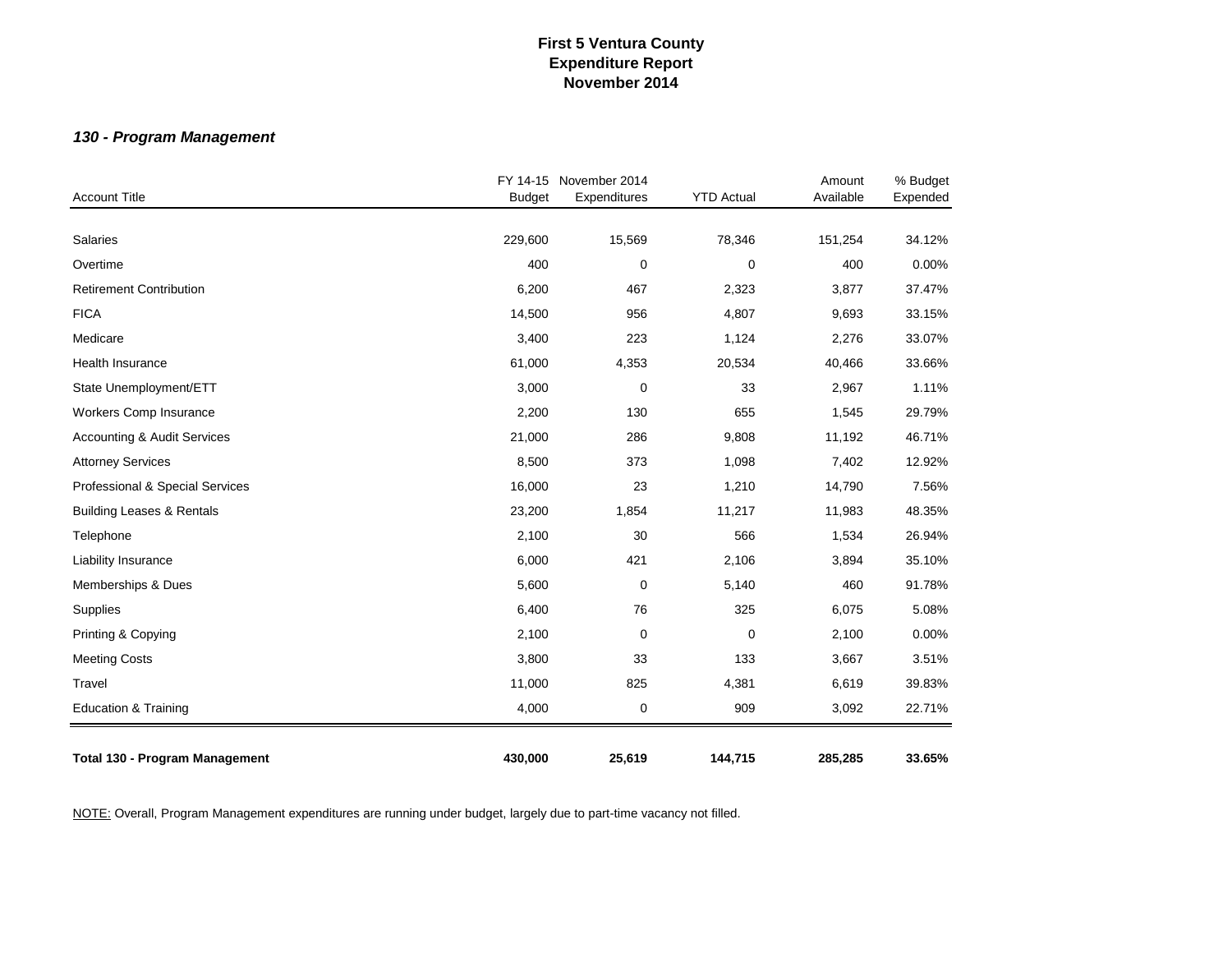# First 5 Ventura County
## Expenditure Report
## November 2014

### *130 - Program Management*

| Account Title | FY 14-15 Budget | November 2014 Expenditures | YTD Actual | Amount Available | % Budget Expended |
|---|---|---|---|---|---|
| Salaries | 229,600 | 15,569 | 78,346 | 151,254 | 34.12% |
| Overtime | 400 | 0 | 0 | 400 | 0.00% |
| Retirement Contribution | 6,200 | 467 | 2,323 | 3,877 | 37.47% |
| FICA | 14,500 | 956 | 4,807 | 9,693 | 33.15% |
| Medicare | 3,400 | 223 | 1,124 | 2,276 | 33.07% |
| Health Insurance | 61,000 | 4,353 | 20,534 | 40,466 | 33.66% |
| State Unemployment/ETT | 3,000 | 0 | 33 | 2,967 | 1.11% |
| Workers Comp Insurance | 2,200 | 130 | 655 | 1,545 | 29.79% |
| Accounting & Audit Services | 21,000 | 286 | 9,808 | 11,192 | 46.71% |
| Attorney Services | 8,500 | 373 | 1,098 | 7,402 | 12.92% |
| Professional & Special Services | 16,000 | 23 | 1,210 | 14,790 | 7.56% |
| Building Leases & Rentals | 23,200 | 1,854 | 11,217 | 11,983 | 48.35% |
| Telephone | 2,100 | 30 | 566 | 1,534 | 26.94% |
| Liability Insurance | 6,000 | 421 | 2,106 | 3,894 | 35.10% |
| Memberships & Dues | 5,600 | 0 | 5,140 | 460 | 91.78% |
| Supplies | 6,400 | 76 | 325 | 6,075 | 5.08% |
| Printing & Copying | 2,100 | 0 | 0 | 2,100 | 0.00% |
| Meeting Costs | 3,800 | 33 | 133 | 3,667 | 3.51% |
| Travel | 11,000 | 825 | 4,381 | 6,619 | 39.83% |
| Education & Training | 4,000 | 0 | 909 | 3,092 | 22.71% |
| **Total 130 - Program Management** | **430,000** | **25,619** | **144,715** | **285,285** | **33.65%** |

NOTE: Overall, Program Management expenditures are running under budget, largely due to part-time vacancy not filled.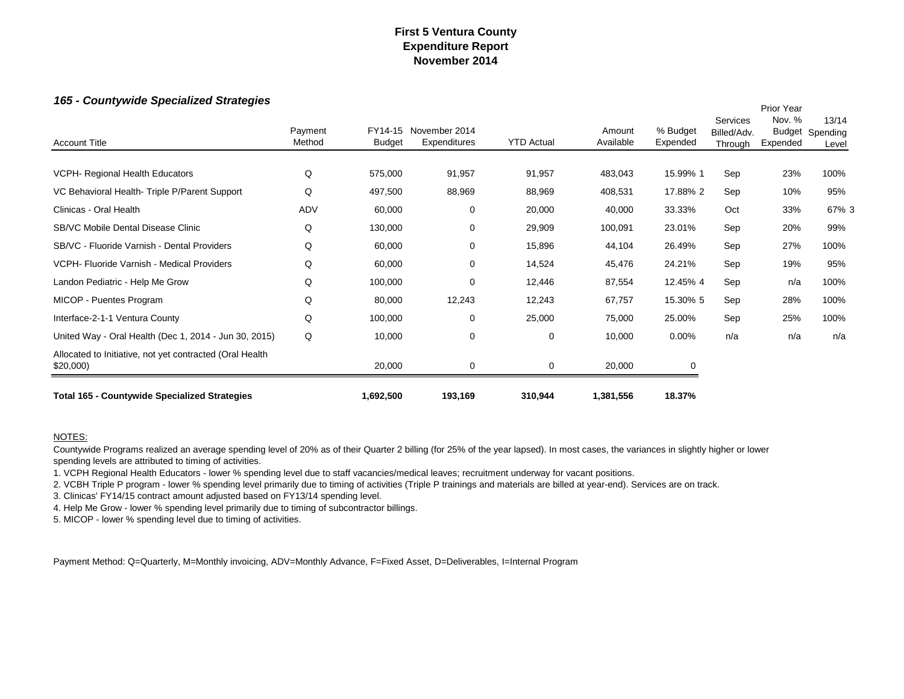# First 5 Ventura County
## Expenditure Report
## November 2014

### *165 - Countywide Specialized Strategies*

| Account Title | Payment Method | FY14-15 Budget | November 2014 Expenditures | YTD Actual | Amount Available | % Budget Expended | Services Billed/Adv. Through | Prior Year Nov. % Budget Expended | 13/14 Spending Level |
|---|---|---|---|---|---|---|---|---|---|
| VCPH- Regional Health Educators | Q | 575,000 | 91,957 | 91,957 | 483,043 | 15.99% 1 | Sep | 23% | 100% |
| VC Behavioral Health- Triple P/Parent Support | Q | 497,500 | 88,969 | 88,969 | 408,531 | 17.88% 2 | Sep | 10% | 95% |
| Clinicas - Oral Health | ADV | 60,000 | 0 | 20,000 | 40,000 | 33.33% | Oct | 33% | 67% 3 |
| SB/VC Mobile Dental Disease Clinic | Q | 130,000 | 0 | 29,909 | 100,091 | 23.01% | Sep | 20% | 99% |
| SB/VC - Fluoride Varnish - Dental Providers | Q | 60,000 | 0 | 15,896 | 44,104 | 26.49% | Sep | 27% | 100% |
| VCPH- Fluoride Varnish - Medical Providers | Q | 60,000 | 0 | 14,524 | 45,476 | 24.21% | Sep | 19% | 95% |
| Landon Pediatric - Help Me Grow | Q | 100,000 | 0 | 12,446 | 87,554 | 12.45% 4 | Sep | n/a | 100% |
| MICOP - Puentes Program | Q | 80,000 | 12,243 | 12,243 | 67,757 | 15.30% 5 | Sep | 28% | 100% |
| Interface-2-1-1 Ventura County | Q | 100,000 | 0 | 25,000 | 75,000 | 25.00% | Sep | 25% | 100% |
| United Way - Oral Health (Dec 1, 2014 - Jun 30, 2015) | Q | 10,000 | 0 | 0 | 10,000 | 0.00% | n/a | n/a | n/a |
| Allocated to Initiative, not yet contracted (Oral Health $20,000) | | 20,000 | 0 | 0 | 20,000 | 0 | | | |
| **Total 165 - Countywide Specialized Strategies** | | **1,692,500** | **193,169** | **310,944** | **1,381,556** | **18.37%** | | | |

NOTES:

Countywide Programs realized an average spending level of 20% as of their Quarter 2 billing (for 25% of the year lapsed). In most cases, the variances in slightly higher or lower spending levels are attributed to timing of activities.

1. VCPH Regional Health Educators - lower % spending level due to staff vacancies/medical leaves; recruitment underway for vacant positions.
2. VCBH Triple P program - lower % spending level primarily due to timing of activities (Triple P trainings and materials are billed at year-end). Services are on track.
3. Clinicas' FY14/15 contract amount adjusted based on FY13/14 spending level.
4. Help Me Grow - lower % spending level primarily due to timing of subcontractor billings.
5. MICOP - lower % spending level due to timing of activities.

Payment Method: Q=Quarterly, M=Monthly invoicing, ADV=Monthly Advance, F=Fixed Asset, D=Deliverables, I=Internal Program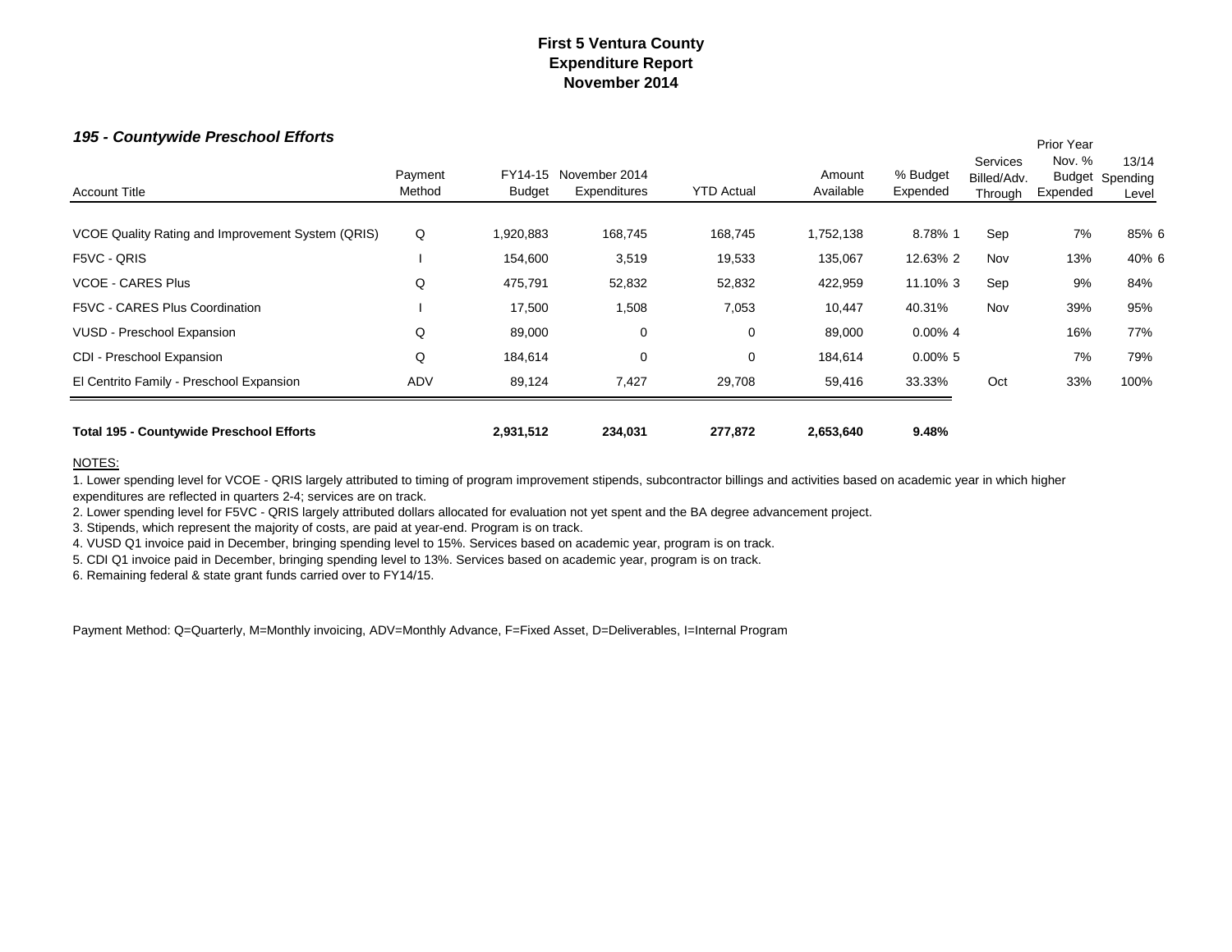# First 5 Ventura County
## Expenditure Report
## November 2014

### *195 - Countywide Preschool Efforts*

| Account Title | Payment Method | FY14-15 Budget | November 2014 Expenditures | YTD Actual | Amount Available | % Budget Expended | Services Billed/Adv. Through | Prior Year Nov. % Budget Expended | 13/14 Spending Level |
|---|---|---|---|---|---|---|---|---|---|
| VCOE Quality Rating and Improvement System (QRIS) | Q | 1,920,883 | 168,745 | 168,745 | 1,752,138 | 8.78% 1 | Sep | 7% | 85% 6 |
| F5VC - QRIS | I | 154,600 | 3,519 | 19,533 | 135,067 | 12.63% 2 | Nov | 13% | 40% 6 |
| VCOE - CARES Plus | Q | 475,791 | 52,832 | 52,832 | 422,959 | 11.10% 3 | Sep | 9% | 84% |
| F5VC - CARES Plus Coordination | I | 17,500 | 1,508 | 7,053 | 10,447 | 40.31% | Nov | 39% | 95% |
| VUSD - Preschool Expansion | Q | 89,000 | 0 | 0 | 89,000 | 0.00% 4 | | 16% | 77% |
| CDI - Preschool Expansion | Q | 184,614 | 0 | 0 | 184,614 | 0.00% 5 | | 7% | 79% |
| El Centrito Family - Preschool Expansion | ADV | 89,124 | 7,427 | 29,708 | 59,416 | 33.33% | Oct | 33% | 100% |
| **Total 195 - Countywide Preschool Efforts** | | **2,931,512** | **234,031** | **277,872** | **2,653,640** | **9.48%** | | | |

NOTES:

1. Lower spending level for VCOE - QRIS largely attributed to timing of program improvement stipends, subcontractor billings and activities based on academic year in which higher expenditures are reflected in quarters 2-4; services are on track.
2. Lower spending level for F5VC - QRIS largely attributed dollars allocated for evaluation not yet spent and the BA degree advancement project.
3. Stipends, which represent the majority of costs, are paid at year-end. Program is on track.
4. VUSD Q1 invoice paid in December, bringing spending level to 15%. Services based on academic year, program is on track.
5. CDI Q1 invoice paid in December, bringing spending level to 13%. Services based on academic year, program is on track.
6. Remaining federal & state grant funds carried over to FY14/15.

Payment Method: Q=Quarterly, M=Monthly invoicing, ADV=Monthly Advance, F=Fixed Asset, D=Deliverables, I=Internal Program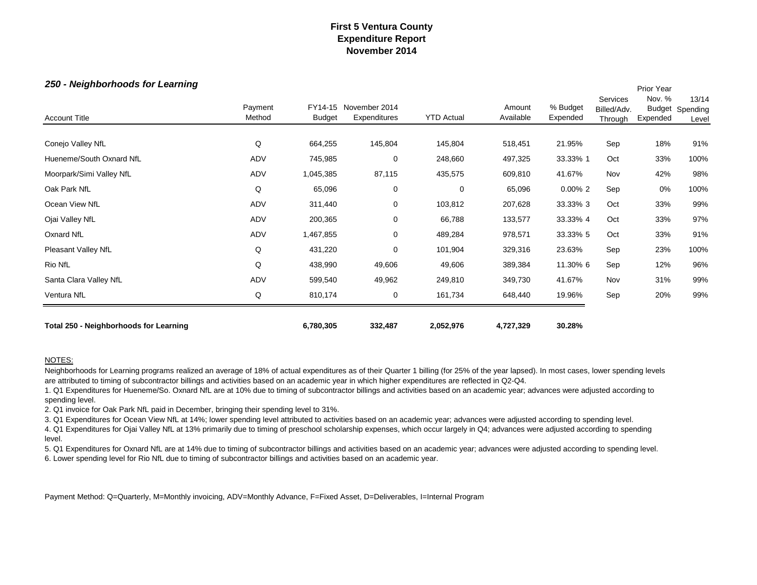# First 5 Ventura County
## Expenditure Report
## November 2014

### *250 - Neighborhoods for Learning*

| Account Title | Payment Method | FY14-15 Budget | November 2014 Expenditures | YTD Actual | Amount Available | % Budget Expended | | Services Billed/Adv. Through | Prior Year Nov. % Budget Expended | 13/14 Spending Level |
|---|---|---|---|---|---|---|---|---|---|---|
| Conejo Valley NfL | Q | 664,255 | 145,804 | 145,804 | 518,451 | 21.95% | | Sep | 18% | 91% |
| Hueneme/South Oxnard NfL | ADV | 745,985 | 0 | 248,660 | 497,325 | 33.33% | 1 | Oct | 33% | 100% |
| Moorpark/Simi Valley NfL | ADV | 1,045,385 | 87,115 | 435,575 | 609,810 | 41.67% | | Nov | 42% | 98% |
| Oak Park NfL | Q | 65,096 | 0 | 0 | 65,096 | 0.00% | 2 | Sep | 0% | 100% |
| Ocean View NfL | ADV | 311,440 | 0 | 103,812 | 207,628 | 33.33% | 3 | Oct | 33% | 99% |
| Ojai Valley NfL | ADV | 200,365 | 0 | 66,788 | 133,577 | 33.33% | 4 | Oct | 33% | 97% |
| Oxnard NfL | ADV | 1,467,855 | 0 | 489,284 | 978,571 | 33.33% | 5 | Oct | 33% | 91% |
| Pleasant Valley NfL | Q | 431,220 | 0 | 101,904 | 329,316 | 23.63% | | Sep | 23% | 100% |
| Rio NfL | Q | 438,990 | 49,606 | 49,606 | 389,384 | 11.30% | 6 | Sep | 12% | 96% |
| Santa Clara Valley NfL | ADV | 599,540 | 49,962 | 249,810 | 349,730 | 41.67% | | Nov | 31% | 99% |
| Ventura NfL | Q | 810,174 | 0 | 161,734 | 648,440 | 19.96% | | Sep | 20% | 99% |
| **Total 250 - Neighborhoods for Learning** | | **6,780,305** | **332,487** | **2,052,976** | **4,727,329** | **30.28%** | | | | |

NOTES:

Neighborhoods for Learning programs realized an average of 18% of actual expenditures as of their Quarter 1 billing (for 25% of the year lapsed). In most cases, lower spending levels are attributed to timing of subcontractor billings and activities based on an academic year in which higher expenditures are reflected in Q2-Q4.

1. Q1 Expenditures for Hueneme/So. Oxnard NfL are at 10% due to timing of subcontractor billings and activities based on an academic year; advances were adjusted according to spending level.
2. Q1 invoice for Oak Park NfL paid in December, bringing their spending level to 31%.
3. Q1 Expenditures for Ocean View NfL at 14%; lower spending level attributed to activities based on an academic year; advances were adjusted according to spending level.
4. Q1 Expenditures for Ojai Valley NfL at 13% primarily due to timing of preschool scholarship expenses, which occur largely in Q4; advances were adjusted according to spending level.
5. Q1 Expenditures for Oxnard NfL are at 14% due to timing of subcontractor billings and activities based on an academic year; advances were adjusted according to spending level.
6. Lower spending level for Rio NfL due to timing of subcontractor billings and activities based on an academic year.

Payment Method: Q=Quarterly, M=Monthly invoicing, ADV=Monthly Advance, F=Fixed Asset, D=Deliverables, I=Internal Program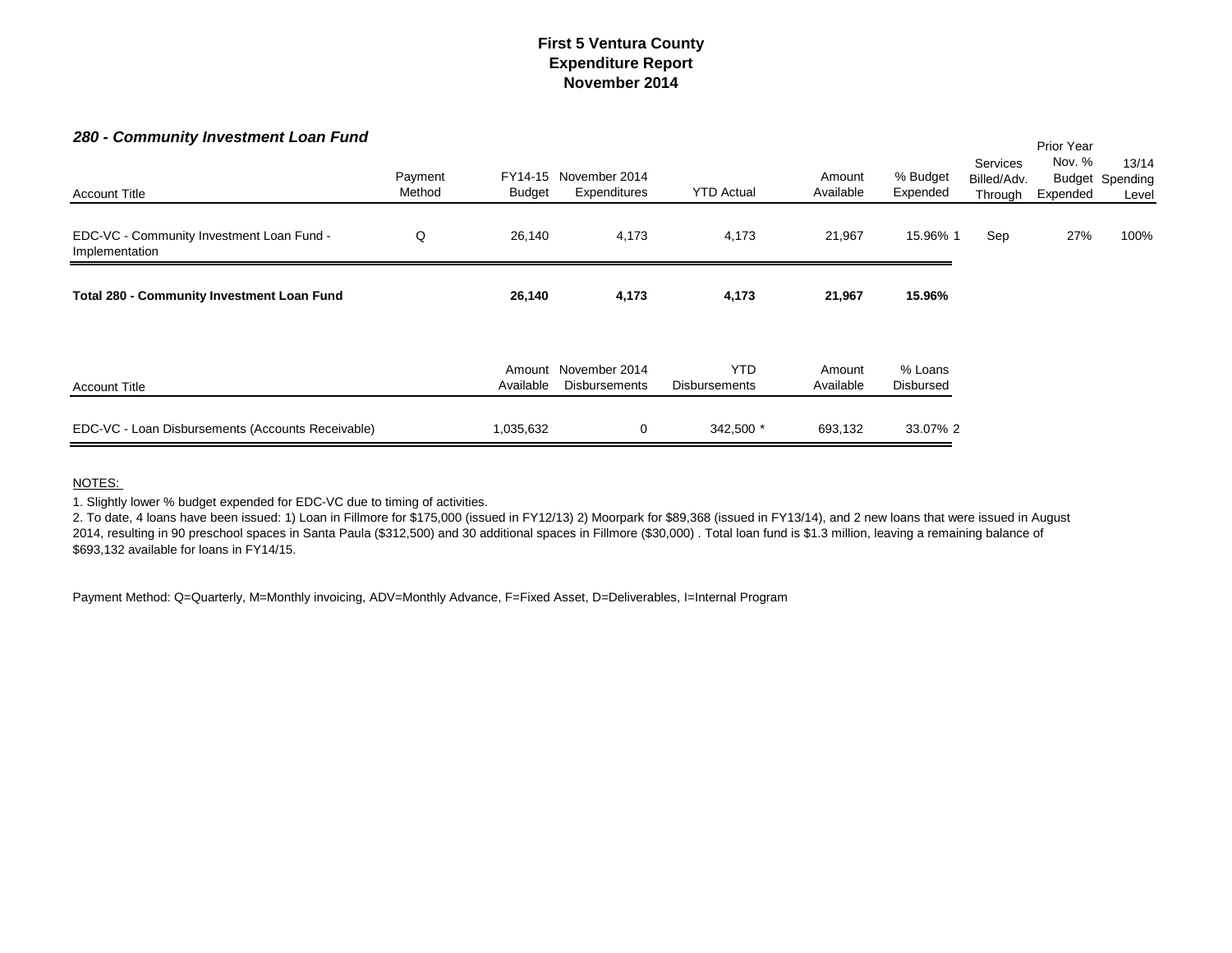**First 5 Ventura County**
**Expenditure Report**
**November 2014**

### *280 - Community Investment Loan Fund*

| Account Title | Payment Method | FY14-15 Budget | November 2014 Expenditures | YTD Actual | Amount Available | % Budget Expended | Services Billed/Adv. Through | Prior Year Nov. % Budget Expended | 13/14 Spending Level |
|---|---|---|---|---|---|---|---|---|---|
| EDC-VC - Community Investment Loan Fund - Implementation | Q | 26,140 | 4,173 | 4,173 | 21,967 | 15.96% 1 | Sep | 27% | 100% |
| **Total 280 - Community Investment Loan Fund** | | **26,140** | **4,173** | **4,173** | **21,967** | **15.96%** | | | |

| Account Title | Amount Available | November 2014 Disbursements | YTD Disbursements | Amount Available | % Loans Disbursed |
|---|---|---|---|---|---|
| EDC-VC - Loan Disbursements (Accounts Receivable) | 1,035,632 | 0 | 342,500 * | 693,132 | 33.07% 2 |

NOTES:

1. Slightly lower % budget expended for EDC-VC due to timing of activities.
2. To date, 4 loans have been issued: 1) Loan in Fillmore for $175,000 (issued in FY12/13) 2) Moorpark for $89,368 (issued in FY13/14), and 2 new loans that were issued in August 2014, resulting in 90 preschool spaces in Santa Paula ($312,500) and 30 additional spaces in Fillmore ($30,000) . Total loan fund is $1.3 million, leaving a remaining balance of $693,132 available for loans in FY14/15.

Payment Method: Q=Quarterly, M=Monthly invoicing, ADV=Monthly Advance, F=Fixed Asset, D=Deliverables, I=Internal Program